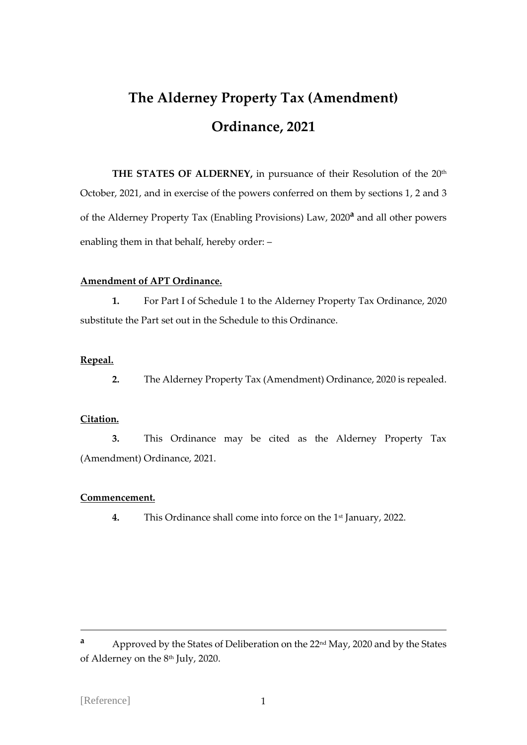# The Alderney Property Tax (Amendment) Ordinance, 2021

**THE STATES OF ALDERNEY,** in pursuance of their Resolution of the 20th October, 2021, and in exercise of the powers conferred on them by sections 1, 2 and 3 of the Alderney Property Tax (Enabling Provisions) Law, 2020[a] and all other powers enabling them in that behalf, hereby order: –

**Amendment of APT Ordinance.**

**1.** For Part I of Schedule 1 to the Alderney Property Tax Ordinance, 2020 substitute the Part set out in the Schedule to this Ordinance.

**Repeal.**

**2.** The Alderney Property Tax (Amendment) Ordinance, 2020 is repealed.

**Citation.**

**3.** This Ordinance may be cited as the Alderney Property Tax (Amendment) Ordinance, 2021.

**Commencement.**

**4.** This Ordinance shall come into force on the 1st January, 2022.

---

[a] Approved by the States of Deliberation on the 22nd May, 2020 and by the States of Alderney on the 8th July, 2020.

[Reference]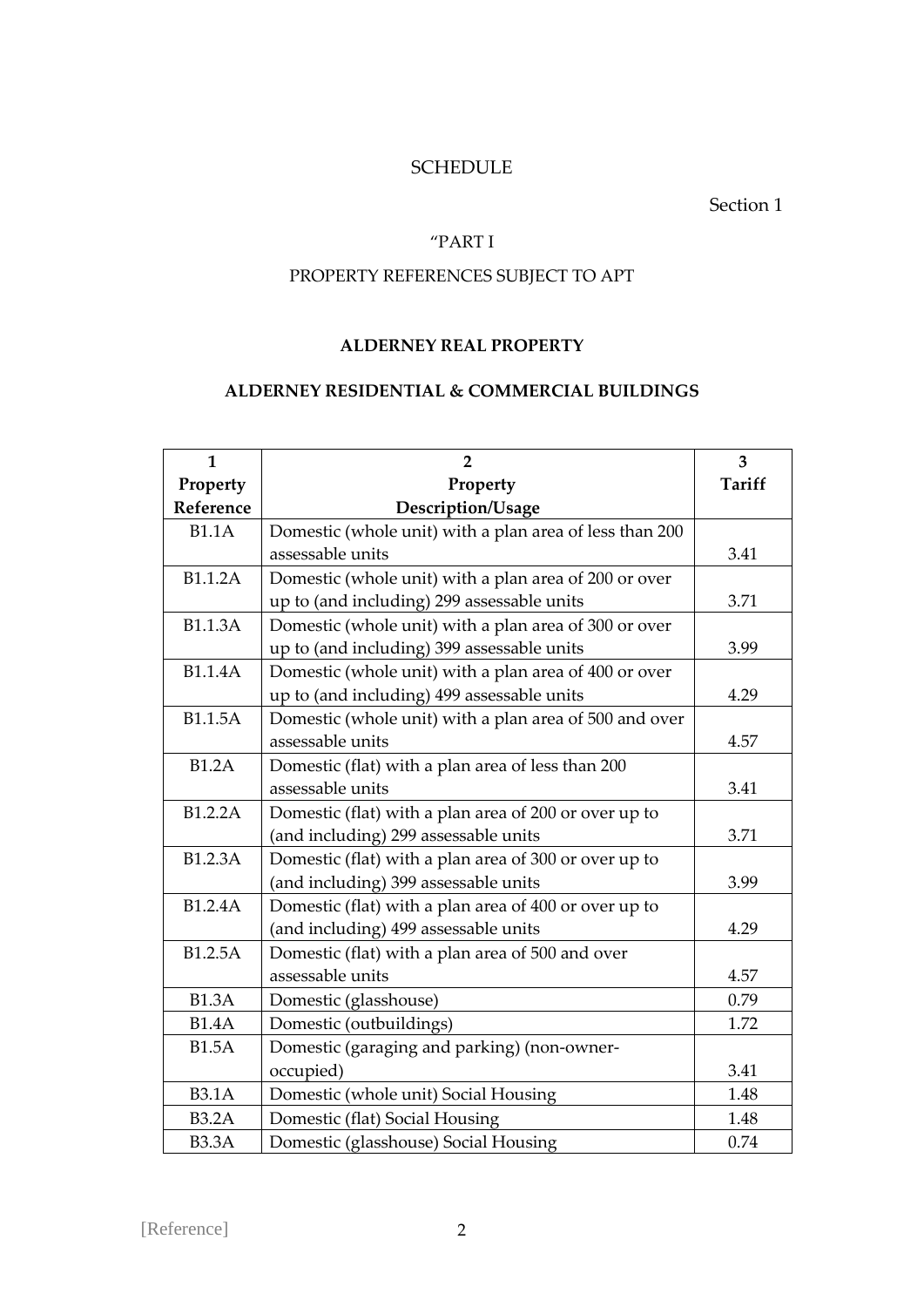SCHEDULE

Section 1

"PART I

PROPERTY REFERENCES SUBJECT TO APT

**ALDERNEY REAL PROPERTY**

**ALDERNEY RESIDENTIAL & COMMERCIAL BUILDINGS**

| 1<br>Property Reference | 2<br>Property Description/Usage | 3<br>Tariff |
|---|---|---|
| B1.1A | Domestic (whole unit) with a plan area of less than 200 assessable units | 3.41 |
| B1.1.2A | Domestic (whole unit) with a plan area of 200 or over up to (and including) 299 assessable units | 3.71 |
| B1.1.3A | Domestic (whole unit) with a plan area of 300 or over up to (and including) 399 assessable units | 3.99 |
| B1.1.4A | Domestic (whole unit) with a plan area of 400 or over up to (and including) 499 assessable units | 4.29 |
| B1.1.5A | Domestic (whole unit) with a plan area of 500 and over assessable units | 4.57 |
| B1.2A | Domestic (flat) with a plan area of less than 200 assessable units | 3.41 |
| B1.2.2A | Domestic (flat) with a plan area of 200 or over up to (and including) 299 assessable units | 3.71 |
| B1.2.3A | Domestic (flat) with a plan area of 300 or over up to (and including) 399 assessable units | 3.99 |
| B1.2.4A | Domestic (flat) with a plan area of 400 or over up to (and including) 499 assessable units | 4.29 |
| B1.2.5A | Domestic (flat) with a plan area of 500 and over assessable units | 4.57 |
| B1.3A | Domestic (glasshouse) | 0.79 |
| B1.4A | Domestic (outbuildings) | 1.72 |
| B1.5A | Domestic (garaging and parking) (non-owner-occupied) | 3.41 |
| B3.1A | Domestic (whole unit) Social Housing | 1.48 |
| B3.2A | Domestic (flat) Social Housing | 1.48 |
| B3.3A | Domestic (glasshouse) Social Housing | 0.74 |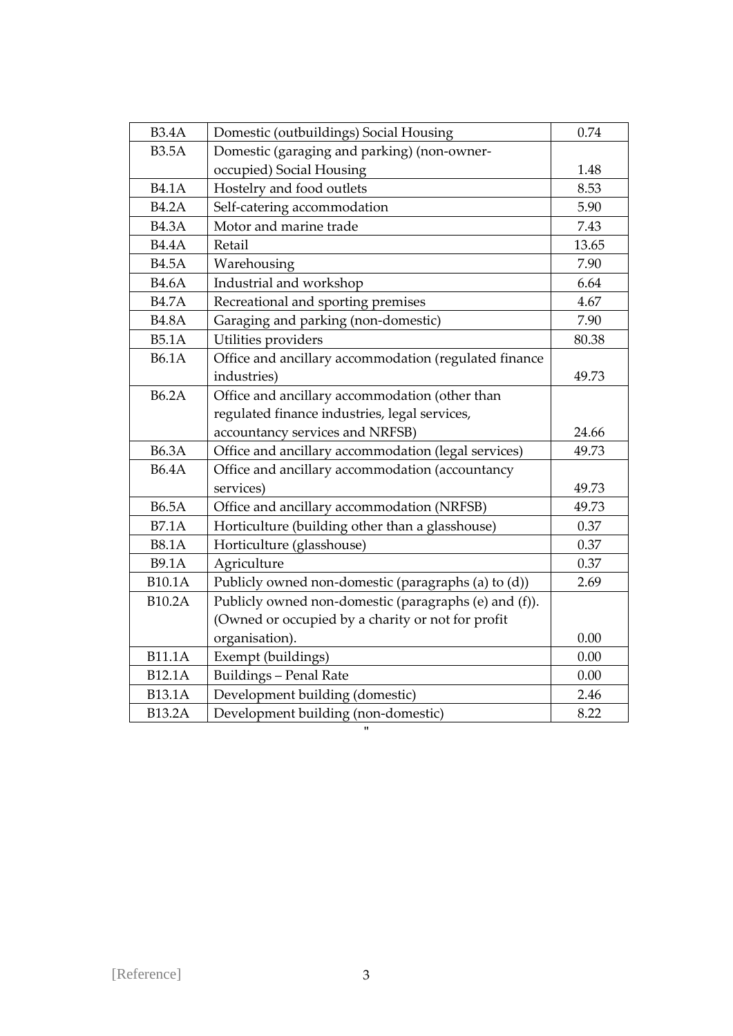| | | |
|---|---|---|
| B3.4A | Domestic (outbuildings) Social Housing | 0.74 |
| B3.5A | Domestic (garaging and parking) (non-owner-occupied) Social Housing | 1.48 |
| B4.1A | Hostelry and food outlets | 8.53 |
| B4.2A | Self-catering accommodation | 5.90 |
| B4.3A | Motor and marine trade | 7.43 |
| B4.4A | Retail | 13.65 |
| B4.5A | Warehousing | 7.90 |
| B4.6A | Industrial and workshop | 6.64 |
| B4.7A | Recreational and sporting premises | 4.67 |
| B4.8A | Garaging and parking (non-domestic) | 7.90 |
| B5.1A | Utilities providers | 80.38 |
| B6.1A | Office and ancillary accommodation (regulated finance industries) | 49.73 |
| B6.2A | Office and ancillary accommodation (other than regulated finance industries, legal services, accountancy services and NRFSB) | 24.66 |
| B6.3A | Office and ancillary accommodation (legal services) | 49.73 |
| B6.4A | Office and ancillary accommodation (accountancy services) | 49.73 |
| B6.5A | Office and ancillary accommodation (NRFSB) | 49.73 |
| B7.1A | Horticulture (building other than a glasshouse) | 0.37 |
| B8.1A | Horticulture (glasshouse) | 0.37 |
| B9.1A | Agriculture | 0.37 |
| B10.1A | Publicly owned non-domestic (paragraphs (a) to (d)) | 2.69 |
| B10.2A | Publicly owned non-domestic (paragraphs (e) and (f)). (Owned or occupied by a charity or not for profit organisation). | 0.00 |
| B11.1A | Exempt (buildings) | 0.00 |
| B12.1A | Buildings – Penal Rate | 0.00 |
| B13.1A | Development building (domestic) | 2.46 |
| B13.2A | Development building (non-domestic) | 8.22 |

"

[Reference]